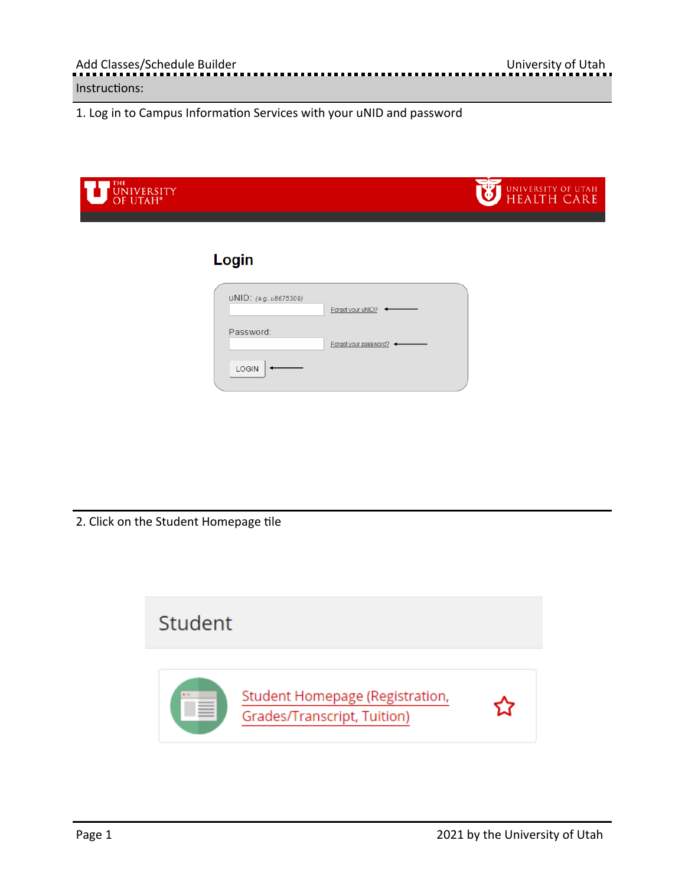Instructions:

1. Log in to Campus Information Services with your uNID and password

2. Click on the Student Homepage tile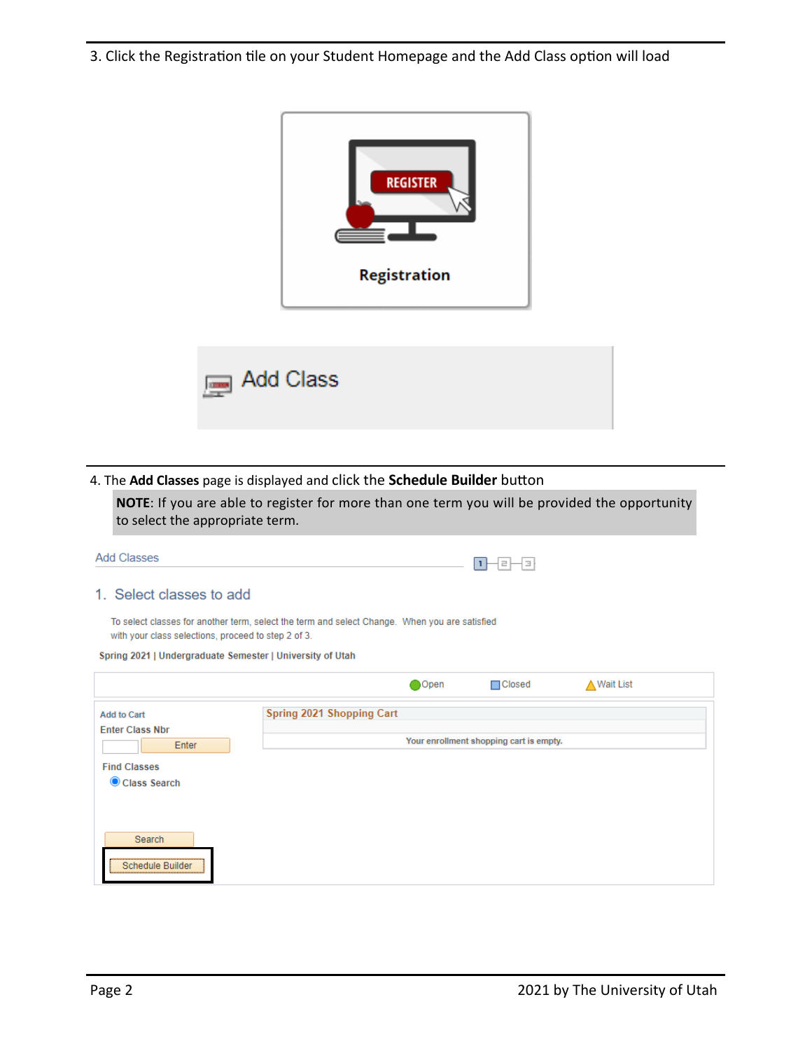3. Click the Registration tile on your Student Homepage and the Add Class option will load

Registration

Add Class

4. The **Add Classes** page is displayed and click the **Schedule Builder** button

> **NOTE**: If you are able to register for more than one term you will be provided the opportunity to select the appropriate term.

Add Classes

1. Select classes to add

To select classes for another term, select the term and select Change. When you are satisfied with your class selections, proceed to step 2 of 3.

Spring 2021 | Undergraduate Semester | University of Utah

Open | Closed | Wait List

Add to Cart

Enter Class Nbr

Enter

Find Classes

Class Search

Search

Schedule Builder

Spring 2021 Shopping Cart

Your enrollment shopping cart is empty.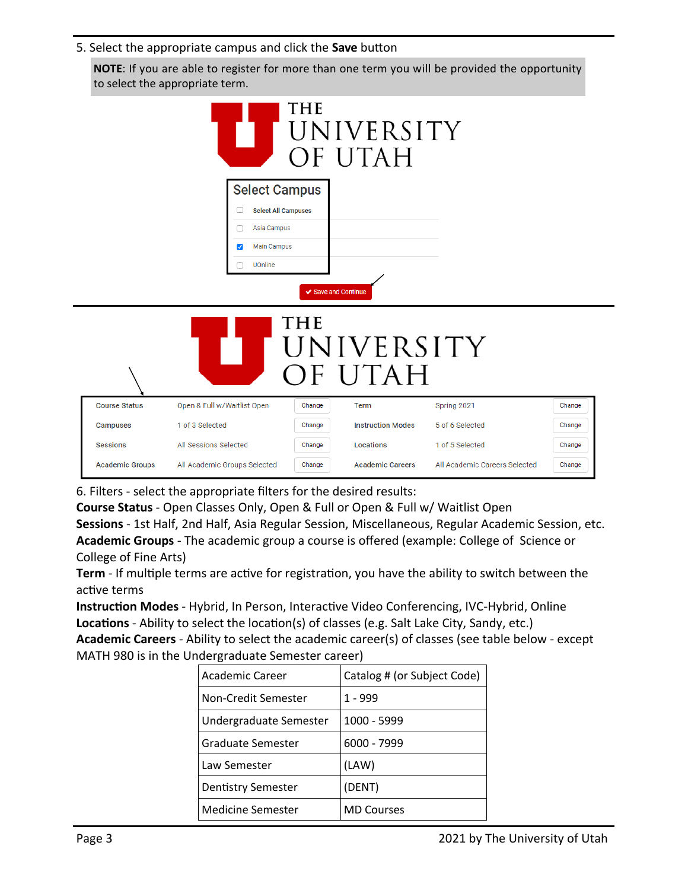5. Select the appropriate campus and click the **Save** button

> **NOTE**: If you are able to register for more than one term you will be provided the opportunity to select the appropriate term.

THE UNIVERSITY OF UTAH

**Select Campus**

- [ ] Select All Campuses
- [ ] Asia Campus
- [x] Main Campus
- [ ] UOnline

✔ Save and Continue

THE UNIVERSITY OF UTAH

| Course Status | Open & Full w/Waitlist Open | Change | Term | Spring 2021 | Change |
|---|---|---|---|---|---|
| Campuses | 1 of 3 Selected | Change | Instruction Modes | 5 of 6 Selected | Change |
| Sessions | All Sessions Selected | Change | Locations | 1 of 5 Selected | Change |
| Academic Groups | All Academic Groups Selected | Change | Academic Careers | All Academic Careers Selected | Change |

6. Filters - select the appropriate filters for the desired results:

**Course Status** - Open Classes Only, Open & Full or Open & Full w/ Waitlist Open

**Sessions** - 1st Half, 2nd Half, Asia Regular Session, Miscellaneous, Regular Academic Session, etc.

**Academic Groups** - The academic group a course is offered (example: College of Science or College of Fine Arts)

**Term** - If multiple terms are active for registration, you have the ability to switch between the active terms

**Instruction Modes** - Hybrid, In Person, Interactive Video Conferencing, IVC-Hybrid, Online

**Locations** - Ability to select the location(s) of classes (e.g. Salt Lake City, Sandy, etc.)

**Academic Careers** - Ability to select the academic career(s) of classes (see table below - except MATH 980 is in the Undergraduate Semester career)

| Academic Career | Catalog # (or Subject Code) |
|---|---|
| Non-Credit Semester | 1 - 999 |
| Undergraduate Semester | 1000 - 5999 |
| Graduate Semester | 6000 - 7999 |
| Law Semester | (LAW) |
| Dentistry Semester | (DENT) |
| Medicine Semester | MD Courses |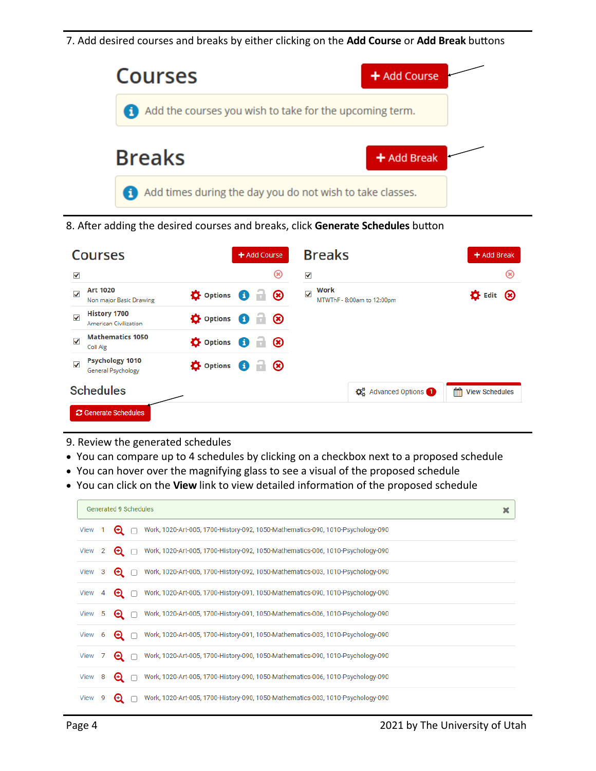7. Add desired courses and breaks by either clicking on the **Add Course** or **Add Break** buttons

## Courses

+ Add Course

Add the courses you wish to take for the upcoming term.

## Breaks

+ Add Break

Add times during the day you do not wish to take classes.

8. After adding the desired courses and breaks, click **Generate Schedules** button

**Courses** (+ Add Course)

| Course | Description |
| --- | --- |
| Art 1020 | Non major Basic Drawing |
| History 1700 | American Civilization |
| Mathematics 1050 | Coll Alg |
| Psychology 1010 | General Psychology |

**Breaks** (+ Add Break)

| Break | Time |
| --- | --- |
| Work | MTWThF - 8:00am to 12:00pm |

**Schedules** — Generate Schedules | Advanced Options 1 | View Schedules

9. Review the generated schedules

- You can compare up to 4 schedules by clicking on a checkbox next to a proposed schedule
- You can hover over the magnifying glass to see a visual of the proposed schedule
- You can click on the **View** link to view detailed information of the proposed schedule

Generated 9 Schedules

| | # | Schedule |
| --- | --- | --- |
| View | 1 | Work, 1020-Art-005, 1700-History-092, 1050-Mathematics-090, 1010-Psychology-090 |
| View | 2 | Work, 1020-Art-005, 1700-History-092, 1050-Mathematics-006, 1010-Psychology-090 |
| View | 3 | Work, 1020-Art-005, 1700-History-092, 1050-Mathematics-003, 1010-Psychology-090 |
| View | 4 | Work, 1020-Art-005, 1700-History-091, 1050-Mathematics-090, 1010-Psychology-090 |
| View | 5 | Work, 1020-Art-005, 1700-History-091, 1050-Mathematics-006, 1010-Psychology-090 |
| View | 6 | Work, 1020-Art-005, 1700-History-091, 1050-Mathematics-003, 1010-Psychology-090 |
| View | 7 | Work, 1020-Art-005, 1700-History-090, 1050-Mathematics-090, 1010-Psychology-090 |
| View | 8 | Work, 1020-Art-005, 1700-History-090, 1050-Mathematics-006, 1010-Psychology-090 |
| View | 9 | Work, 1020-Art-005, 1700-History-090, 1050-Mathematics-003, 1010-Psychology-090 |

2021 by The University of Utah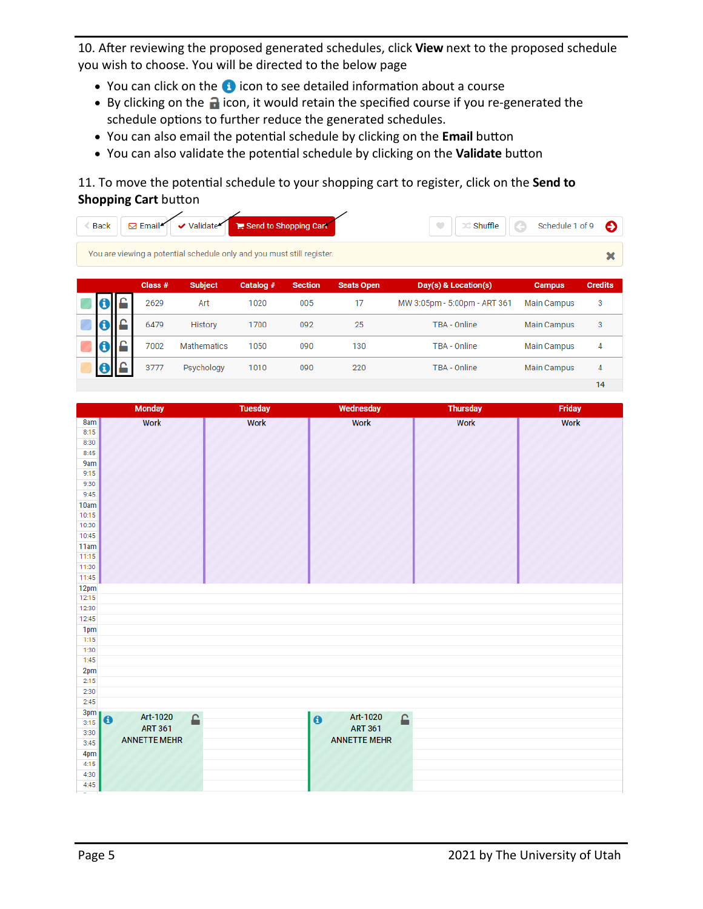10. After reviewing the proposed generated schedules, click **View** next to the proposed schedule you wish to choose. You will be directed to the below page

- You can click on the icon to see detailed information about a course
- By clicking on the icon, it would retain the specified course if you re-generated the schedule options to further reduce the generated schedules.
- You can also email the potential schedule by clicking on the **Email** button
- You can also validate the potential schedule by clicking on the **Validate** button

11. To move the potential schedule to your shopping cart to register, click on the **Send to Shopping Cart** button

Back | Email | Validate | Send to Shopping Cart | Shuffle | Schedule 1 of 9

You are viewing a potential schedule only and you must still register.

| Class # | Subject | Catalog # | Section | Seats Open | Day(s) & Location(s) | Campus | Credits |
|---|---|---|---|---|---|---|---|
| 2629 | Art | 1020 | 005 | 17 | MW 3:05pm - 5:00pm - ART 361 | Main Campus | 3 |
| 6479 | History | 1700 | 092 | 25 | TBA - Online | Main Campus | 3 |
| 7002 | Mathematics | 1050 | 090 | 130 | TBA - Online | Main Campus | 4 |
| 3777 | Psychology | 1010 | 090 | 220 | TBA - Online | Main Campus | 4 |
| | | | | | | | 14 |

| Time | Monday | Tuesday | Wednesday | Thursday | Friday |
|---|---|---|---|---|---|
| 8am–11:45 | Work | Work | Work | Work | Work |
| 3pm–4:45 | Art-1020 ART 361 ANNETTE MEHR | | Art-1020 ART 361 ANNETTE MEHR | | |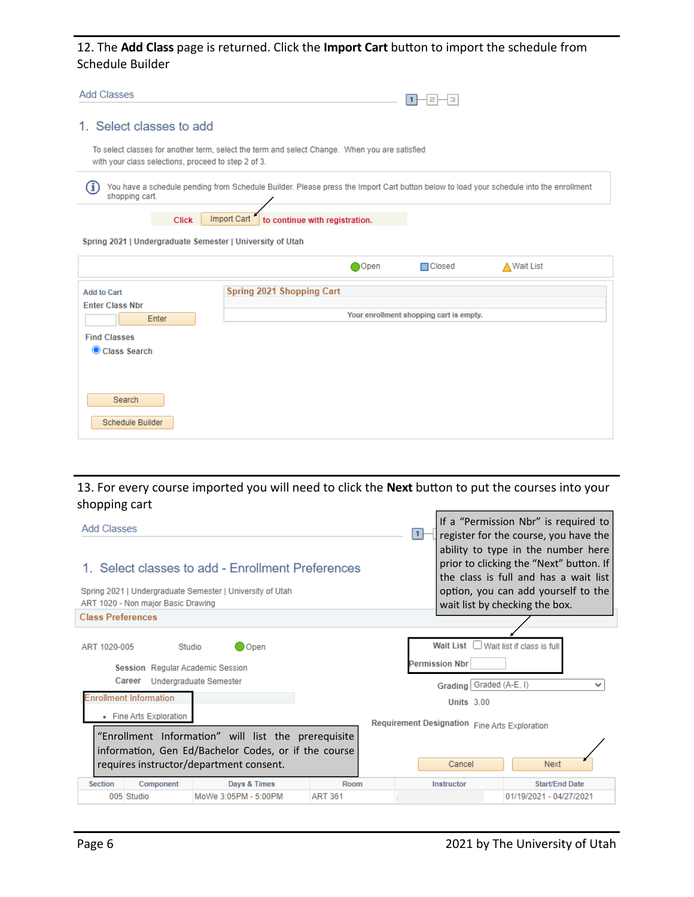12. The **Add Class** page is returned. Click the **Import Cart** button to import the schedule from Schedule Builder

Add Classes

1. Select classes to add

To select classes for another term, select the term and select Change. When you are satisfied with your class selections, proceed to step 2 of 3.

You have a schedule pending from Schedule Builder. Please press the Import Cart button below to load your schedule into the enrollment shopping cart.

Click Import Cart to continue with registration.

Spring 2021 | Undergraduate Semester | University of Utah

Open Closed Wait List

Add to Cart

Enter Class Nbr

Enter

Find Classes

Class Search

Search

Schedule Builder

Spring 2021 Shopping Cart

Your enrollment shopping cart is empty.

13. For every course imported you will need to click the **Next** button to put the courses into your shopping cart

If a "Permission Nbr" is required to register for the course, you have the ability to type in the number here prior to clicking the "Next" button. If the class is full and has a wait list option, you can add yourself to the wait list by checking the box.

Add Classes

1. Select classes to add - Enrollment Preferences

Spring 2021 | Undergraduate Semester | University of Utah

ART 1020 - Non major Basic Drawing

Class Preferences

ART 1020-005 Studio Open

Session Regular Academic Session

Career Undergraduate Semester

Enrollment Information

- Fine Arts Exploration

Wait List Wait list if class is full

Permission Nbr

Grading Graded (A-E, I)

Units 3.00

Requirement Designation Fine Arts Exploration

"Enrollment Information" will list the prerequisite information, Gen Ed/Bachelor Codes, or if the course requires instructor/department consent.

Cancel Next

| Section | Component | Days & Times | Room | Instructor | Start/End Date |
|---|---|---|---|---|---|
| 005 | Studio | MoWe 3:05PM - 5:00PM | ART 361 | | 01/19/2021 - 04/27/2021 |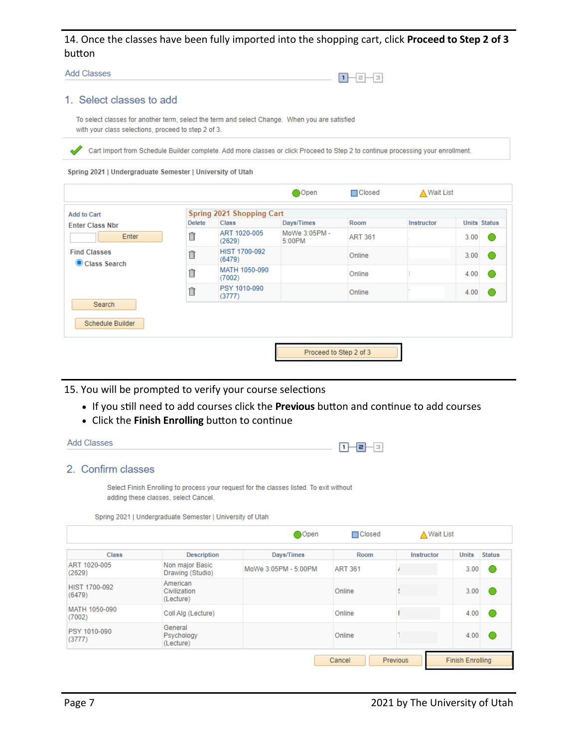14. Once the classes have been fully imported into the shopping cart, click **Proceed to Step 2 of 3** button

Add Classes

1. Select classes to add

To select classes for another term, select the term and select Change. When you are satisfied with your class selections, proceed to step 2 of 3.

Cart Import from Schedule Builder complete. Add more classes or click Proceed to Step 2 to continue processing your enrollment.

**Spring 2021 | Undergraduate Semester | University of Utah**

Open | Closed | Wait List

Add to Cart
Enter Class Nbr
Enter

Find Classes
Class Search

Search

Schedule Builder

Spring 2021 Shopping Cart

| Delete | Class | Days/Times | Room | Instructor | Units | Status |
|---|---|---|---|---|---|---|
| | ART 1020-005 (2629) | MoWe 3:05PM - 5:00PM | ART 361 | | 3.00 | |
| | HIST 1700-092 (6479) | | Online | | 3.00 | |
| | MATH 1050-090 (7002) | | Online | | 4.00 | |
| | PSY 1010-090 (3777) | | Online | | 4.00 | |

Proceed to Step 2 of 3

15. You will be prompted to verify your course selections
   - If you still need to add courses click the **Previous** button and continue to add courses
   - Click the **Finish Enrolling** button to continue

Add Classes

2. Confirm classes

Select Finish Enrolling to process your request for the classes listed. To exit without adding these classes, select Cancel.

Spring 2021 | Undergraduate Semester | University of Utah

Open | Closed | Wait List

| Class | Description | Days/Times | Room | Instructor | Units | Status |
|---|---|---|---|---|---|---|
| ART 1020-005 (2629) | Non major Basic Drawing (Studio) | MoWe 3:05PM - 5:00PM | ART 361 | | 3.00 | |
| HIST 1700-092 (6479) | American Civilization (Lecture) | | Online | | 3.00 | |
| MATH 1050-090 (7002) | Coll Alg (Lecture) | | Online | | 4.00 | |
| PSY 1010-090 (3777) | General Psychology (Lecture) | | Online | | 4.00 | |

Cancel | Previous | Finish Enrolling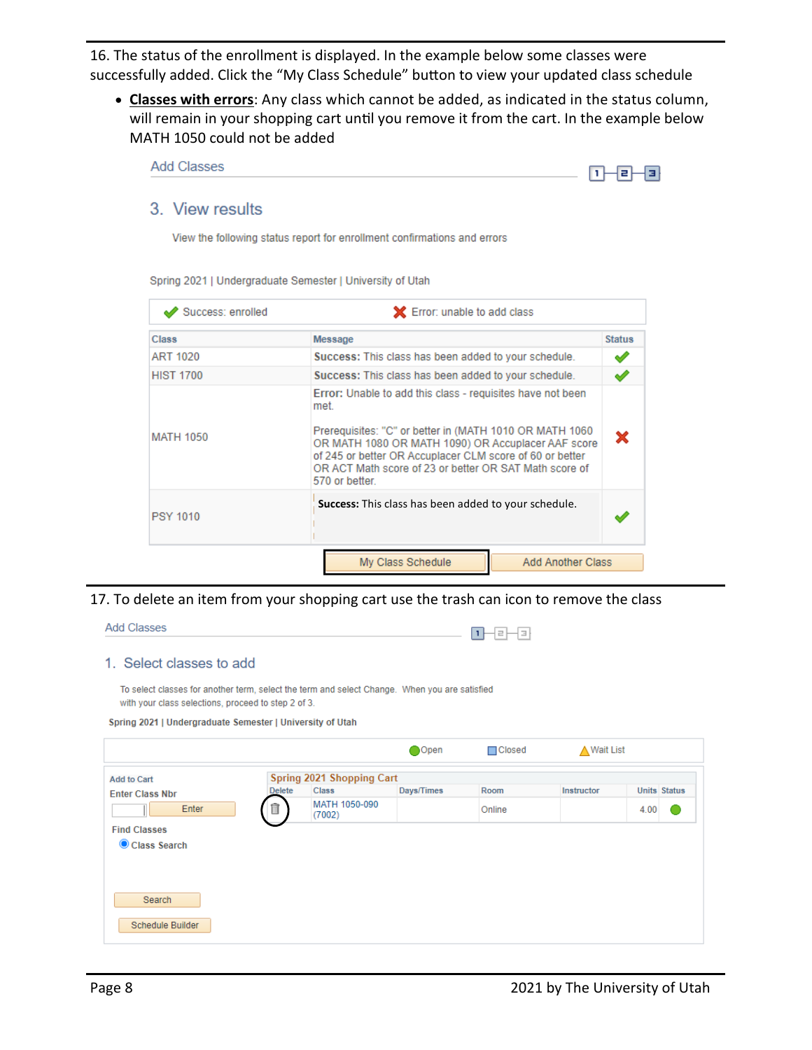16. The status of the enrollment is displayed. In the example below some classes were successfully added. Click the "My Class Schedule" button to view your updated class schedule

- **Classes with errors**: Any class which cannot be added, as indicated in the status column, will remain in your shopping cart until you remove it from the cart. In the example below MATH 1050 could not be added

Add Classes

3. View results

View the following status report for enrollment confirmations and errors

Spring 2021 | Undergraduate Semester | University of Utah

✔ Success: enrolled ✖ Error: unable to add class

| Class | Message | Status |
|---|---|---|
| ART 1020 | **Success:** This class has been added to your schedule. | ✔ |
| HIST 1700 | **Success:** This class has been added to your schedule. | ✔ |
| MATH 1050 | **Error:** Unable to add this class - requisites have not been met. Prerequisites: "C" or better in (MATH 1010 OR MATH 1060 OR MATH 1080 OR MATH 1090) OR Accuplacer AAF score of 245 or better OR Accuplacer CLM score of 60 or better OR ACT Math score of 23 or better OR SAT Math score of 570 or better. | ✖ |
| PSY 1010 | **Success:** This class has been added to your schedule. | ✔ |

My Class Schedule | Add Another Class

17. To delete an item from your shopping cart use the trash can icon to remove the class

Add Classes

1. Select classes to add

To select classes for another term, select the term and select Change. When you are satisfied with your class selections, proceed to step 2 of 3.

Spring 2021 | Undergraduate Semester | University of Utah

Open | Closed | Wait List

Add to Cart

Enter Class Nbr

Enter

Find Classes

Class Search

Search

Schedule Builder

Spring 2021 Shopping Cart

| Delete | Class | Days/Times | Room | Instructor | Units | Status |
|---|---|---|---|---|---|---|
| 🗑 | MATH 1050-090 (7002) | | Online | | 4.00 | Open |